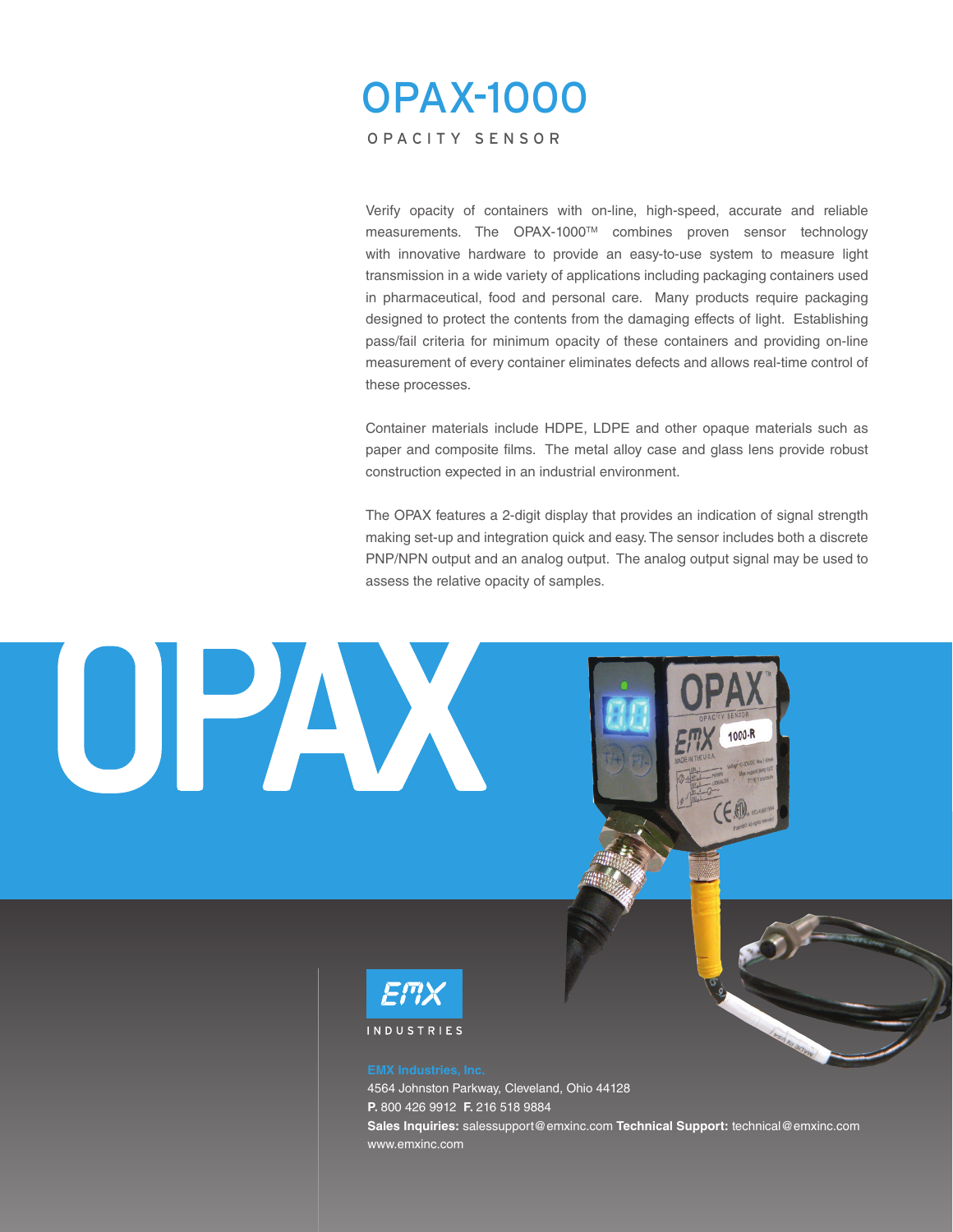# OPAX-1000

## OPACITY SENSOR

Verify opacity of containers with on-line, high-speed, accurate and reliable measurements. The OPAX-1000™ combines proven sensor technology with innovative hardware to provide an easy-to-use system to measure light transmission in a wide variety of applications including packaging containers used in pharmaceutical, food and personal care. Many products require packaging designed to protect the contents from the damaging effects of light. Establishing pass/fail criteria for minimum opacity of these containers and providing on-line measurement of every container eliminates defects and allows real-time control of these processes.

Container materials include HDPE, LDPE and other opaque materials such as paper and composite films. The metal alloy case and glass lens provide robust construction expected in an industrial environment.

The OPAX features a 2-digit display that provides an indication of signal strength making set-up and integration quick and easy. The sensor includes both a discrete PNP/NPN output and an analog output. The analog output signal may be used to assess the relative opacity of samples.

OPAX

EMX INDUSTRIES

**EMX Industries, Inc.**
4564 Johnston Parkway, Cleveland, Ohio 44128
**P.** 800 426 9912 **F.** 216 518 9884
**Sales Inquiries:** salessupport@emxinc.com **Technical Support:** technical@emxinc.com
www.emxinc.com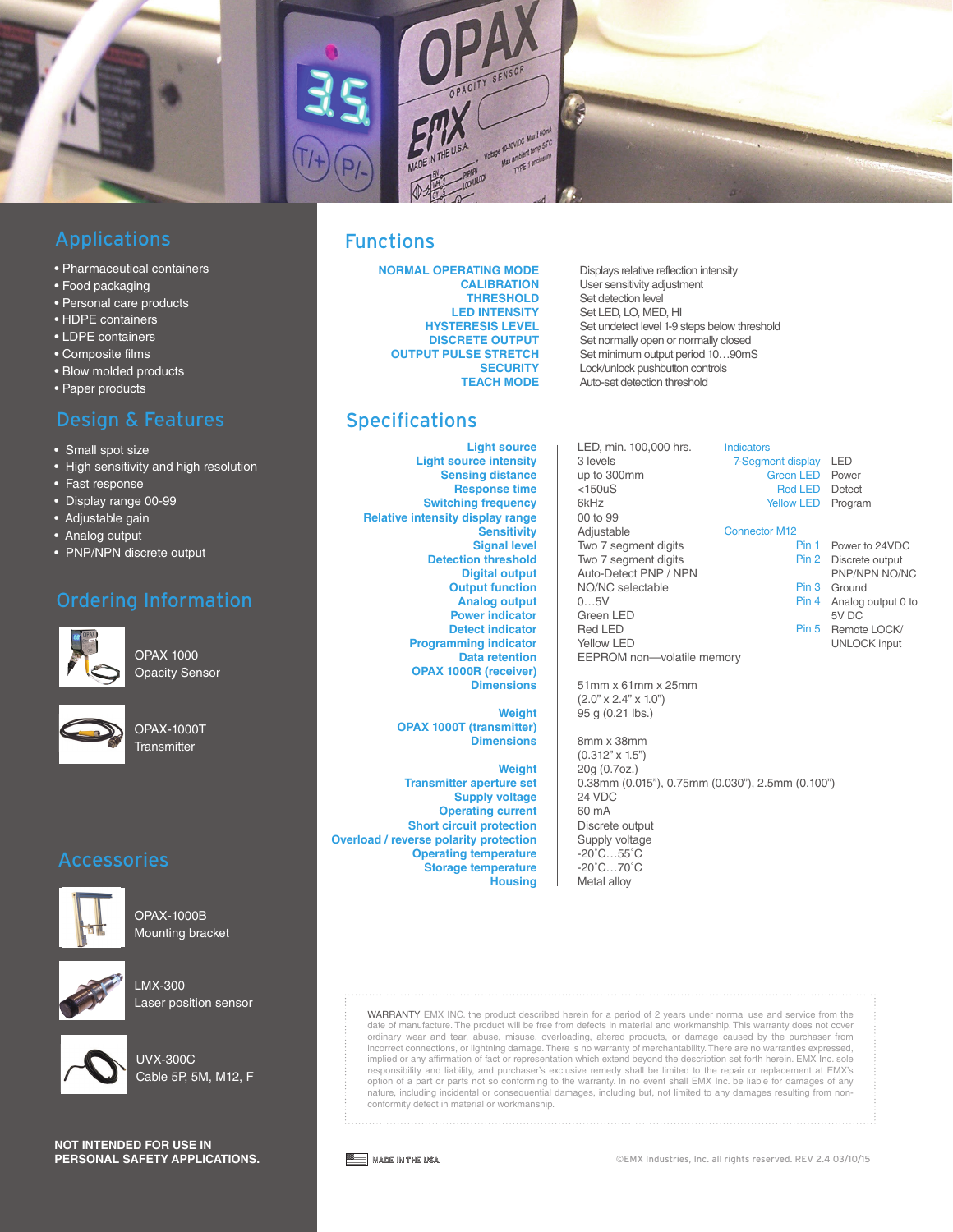## Applications

- Pharmaceutical containers
- Food packaging
- Personal care products
- HDPE containers
- LDPE containers
- Composite films
- Blow molded products
- Paper products

## Design & Features

- Small spot size
- High sensitivity and high resolution
- Fast response
- Display range 00-99
- Adjustable gain
- Analog output
- PNP/NPN discrete output

## Ordering Information

OPAX 1000
Opacity Sensor

OPAX-1000T
Transmitter

## Accessories

OPAX-1000B
Mounting bracket

LMX-300
Laser position sensor

UVX-300C
Cable 5P, 5M, M12, F

**NOT INTENDED FOR USE IN PERSONAL SAFETY APPLICATIONS.**

## Functions

| | |
|---|---|
| NORMAL OPERATING MODE | Displays relative reflection intensity |
| CALIBRATION | User sensitivity adjustment |
| THRESHOLD | Set detection level |
| LED INTENSITY | Set LED, LO, MED, HI |
| HYSTERESIS LEVEL | Set undetect level 1-9 steps below threshold |
| DISCRETE OUTPUT | Set normally open or normally closed |
| OUTPUT PULSE STRETCH | Set minimum output period 10…90mS |
| SECURITY | Lock/unlock pushbutton controls |
| TEACH MODE | Auto-set detection threshold |

## Specifications

| | |
|---|---|
| Light source | LED, min. 100,000 hrs. |
| Light source intensity | 3 levels |
| Sensing distance | up to 300mm |
| Response time | <150uS |
| Switching frequency | 6kHz |
| Relative intensity display range | 00 to 99 |
| Sensitivity | Adjustable |
| Signal level | Two 7 segment digits |
| Detection threshold | Two 7 segment digits |
| Digital output | Auto-Detect PNP / NPN |
| Output function | NO/NC selectable |
| Analog output | 0…5V |
| Power indicator | Green LED |
| Detect indicator | Red LED |
| Programming indicator | Yellow LED |
| Data retention | EEPROM non—volatile memory |
| **OPAX 1000R (receiver)** | |
| Dimensions | 51mm x 61mm x 25mm (2.0" x 2.4" x 1.0") |
| Weight | 95 g (0.21 lbs.) |
| **OPAX 1000T (transmitter)** | |
| Dimensions | 8mm x 38mm (0.312" x 1.5") |
| Weight | 20g (0.7oz.) |
| Transmitter aperture set | 0.38mm (0.015"), 0.75mm (0.030"), 2.5mm (0.100") |
| Supply voltage | 24 VDC |
| Operating current | 60 mA |
| Short circuit protection | Discrete output |
| Overload / reverse polarity protection | Supply voltage |
| Operating temperature | -20˚C…55˚C |
| Storage temperature | -20˚C…70˚C |
| Housing | Metal alloy |

**Indicators**

| | |
|---|---|
| 7-Segment display | LED |
| Green LED | Power |
| Red LED | Detect |
| Yellow LED | Program |

**Connector M12**

| | |
|---|---|
| Pin 1 | Power to 24VDC |
| Pin 2 | Discrete output PNP/NPN NO/NC |
| Pin 3 | Ground |
| Pin 4 | Analog output 0 to 5V DC |
| Pin 5 | Remote LOCK/ UNLOCK input |

WARRANTY EMX INC. the product described herein for a period of 2 years under normal use and service from the date of manufacture. The product will be free from defects in material and workmanship. This warranty does not cover ordinary wear and tear, abuse, misuse, overloading, altered products, or damage caused by the purchaser from incorrect connections, or lightning damage. There is no warranty of merchantability. There are no warranties expressed, implied or any affirmation of fact or representation which extend beyond the description set forth herein. EMX Inc. sole responsibility and liability, and purchaser's exclusive remedy shall be limited to the repair or replacement at EMX's option of a part or parts not so conforming to the warranty. In no event shall EMX Inc. be liable for damages of any nature, including incidental or consequential damages, including but, not limited to any damages resulting from non-conformity defect in material or workmanship.

MADE IN THE USA

©EMX Industries, Inc. all rights reserved. REV 2.4 03/10/15